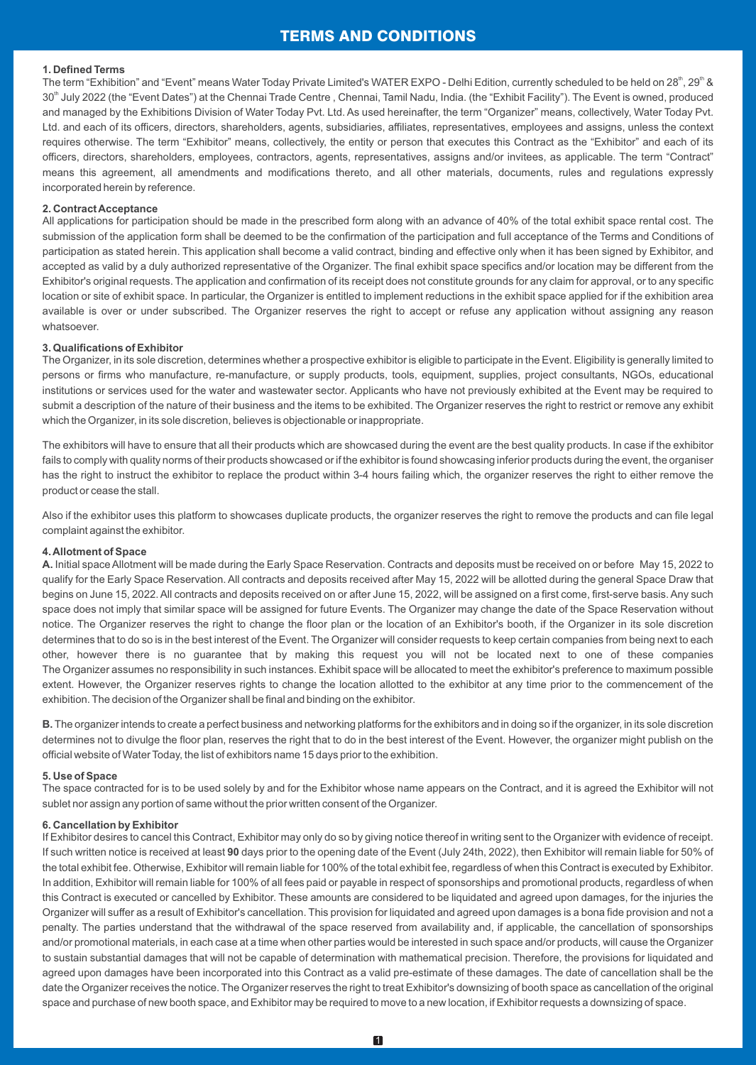# TERMS AND CONDITIONS

**1. Defined Terms**

The term "Exhibition" and "Event" means Water Today Private Limited's WATER EXPO - Delhi Edition, currently scheduled to be held on 28th, 29th & 30th July 2022 (the "Event Dates") at the Chennai Trade Centre , Chennai, Tamil Nadu, India. (the "Exhibit Facility"). The Event is owned, produced and managed by the Exhibitions Division of Water Today Pvt. Ltd. As used hereinafter, the term "Organizer" means, collectively, Water Today Pvt. Ltd. and each of its officers, directors, shareholders, agents, subsidiaries, affiliates, representatives, employees and assigns, unless the context requires otherwise. The term "Exhibitor" means, collectively, the entity or person that executes this Contract as the "Exhibitor" and each of its officers, directors, shareholders, employees, contractors, agents, representatives, assigns and/or invitees, as applicable. The term "Contract" means this agreement, all amendments and modifications thereto, and all other materials, documents, rules and regulations expressly incorporated herein by reference.

**2. Contract Acceptance**

All applications for participation should be made in the prescribed form along with an advance of 40% of the total exhibit space rental cost. The submission of the application form shall be deemed to be the confirmation of the participation and full acceptance of the Terms and Conditions of participation as stated herein. This application shall become a valid contract, binding and effective only when it has been signed by Exhibitor, and accepted as valid by a duly authorized representative of the Organizer. The final exhibit space specifics and/or location may be different from the Exhibitor's original requests. The application and confirmation of its receipt does not constitute grounds for any claim for approval, or to any specific location or site of exhibit space. In particular, the Organizer is entitled to implement reductions in the exhibit space applied for if the exhibition area available is over or under subscribed. The Organizer reserves the right to accept or refuse any application without assigning any reason whatsoever.

**3. Qualifications of Exhibitor**

The Organizer, in its sole discretion, determines whether a prospective exhibitor is eligible to participate in the Event. Eligibility is generally limited to persons or firms who manufacture, re-manufacture, or supply products, tools, equipment, supplies, project consultants, NGOs, educational institutions or services used for the water and wastewater sector. Applicants who have not previously exhibited at the Event may be required to submit a description of the nature of their business and the items to be exhibited. The Organizer reserves the right to restrict or remove any exhibit which the Organizer, in its sole discretion, believes is objectionable or inappropriate.

The exhibitors will have to ensure that all their products which are showcased during the event are the best quality products. In case if the exhibitor fails to comply with quality norms of their products showcased or if the exhibitor is found showcasing inferior products during the event, the organiser has the right to instruct the exhibitor to replace the product within 3-4 hours failing which, the organizer reserves the right to either remove the product or cease the stall.

Also if the exhibitor uses this platform to showcases duplicate products, the organizer reserves the right to remove the products and can file legal complaint against the exhibitor.

**4. Allotment of Space**

**A.** Initial space Allotment will be made during the Early Space Reservation. Contracts and deposits must be received on or before May 15, 2022 to qualify for the Early Space Reservation. All contracts and deposits received after May 15, 2022 will be allotted during the general Space Draw that begins on June 15, 2022. All contracts and deposits received on or after June 15, 2022, will be assigned on a first come, first-serve basis. Any such space does not imply that similar space will be assigned for future Events. The Organizer may change the date of the Space Reservation without notice. The Organizer reserves the right to change the floor plan or the location of an Exhibitor's booth, if the Organizer in its sole discretion determines that to do so is in the best interest of the Event. The Organizer will consider requests to keep certain companies from being next to each other, however there is no guarantee that by making this request you will not be located next to one of these companies The Organizer assumes no responsibility in such instances. Exhibit space will be allocated to meet the exhibitor's preference to maximum possible extent. However, the Organizer reserves rights to change the location allotted to the exhibitor at any time prior to the commencement of the exhibition. The decision of the Organizer shall be final and binding on the exhibitor.

**B.** The organizer intends to create a perfect business and networking platforms for the exhibitors and in doing so if the organizer, in its sole discretion determines not to divulge the floor plan, reserves the right that to do in the best interest of the Event. However, the organizer might publish on the official website of Water Today, the list of exhibitors name 15 days prior to the exhibition.

**5. Use of Space**

The space contracted for is to be used solely by and for the Exhibitor whose name appears on the Contract, and it is agreed the Exhibitor will not sublet nor assign any portion of same without the prior written consent of the Organizer.

**6. Cancellation by Exhibitor**

If Exhibitor desires to cancel this Contract, Exhibitor may only do so by giving notice thereof in writing sent to the Organizer with evidence of receipt. If such written notice is received at least **90** days prior to the opening date of the Event (July 24th, 2022), then Exhibitor will remain liable for 50% of the total exhibit fee. Otherwise, Exhibitor will remain liable for 100% of the total exhibit fee, regardless of when this Contract is executed by Exhibitor. In addition, Exhibitor will remain liable for 100% of all fees paid or payable in respect of sponsorships and promotional products, regardless of when this Contract is executed or cancelled by Exhibitor. These amounts are considered to be liquidated and agreed upon damages, for the injuries the Organizer will suffer as a result of Exhibitor's cancellation. This provision for liquidated and agreed upon damages is a bona fide provision and not a penalty. The parties understand that the withdrawal of the space reserved from availability and, if applicable, the cancellation of sponsorships and/or promotional materials, in each case at a time when other parties would be interested in such space and/or products, will cause the Organizer to sustain substantial damages that will not be capable of determination with mathematical precision. Therefore, the provisions for liquidated and agreed upon damages have been incorporated into this Contract as a valid pre-estimate of these damages. The date of cancellation shall be the date the Organizer receives the notice. The Organizer reserves the right to treat Exhibitor's downsizing of booth space as cancellation of the original space and purchase of new booth space, and Exhibitor may be required to move to a new location, if Exhibitor requests a downsizing of space.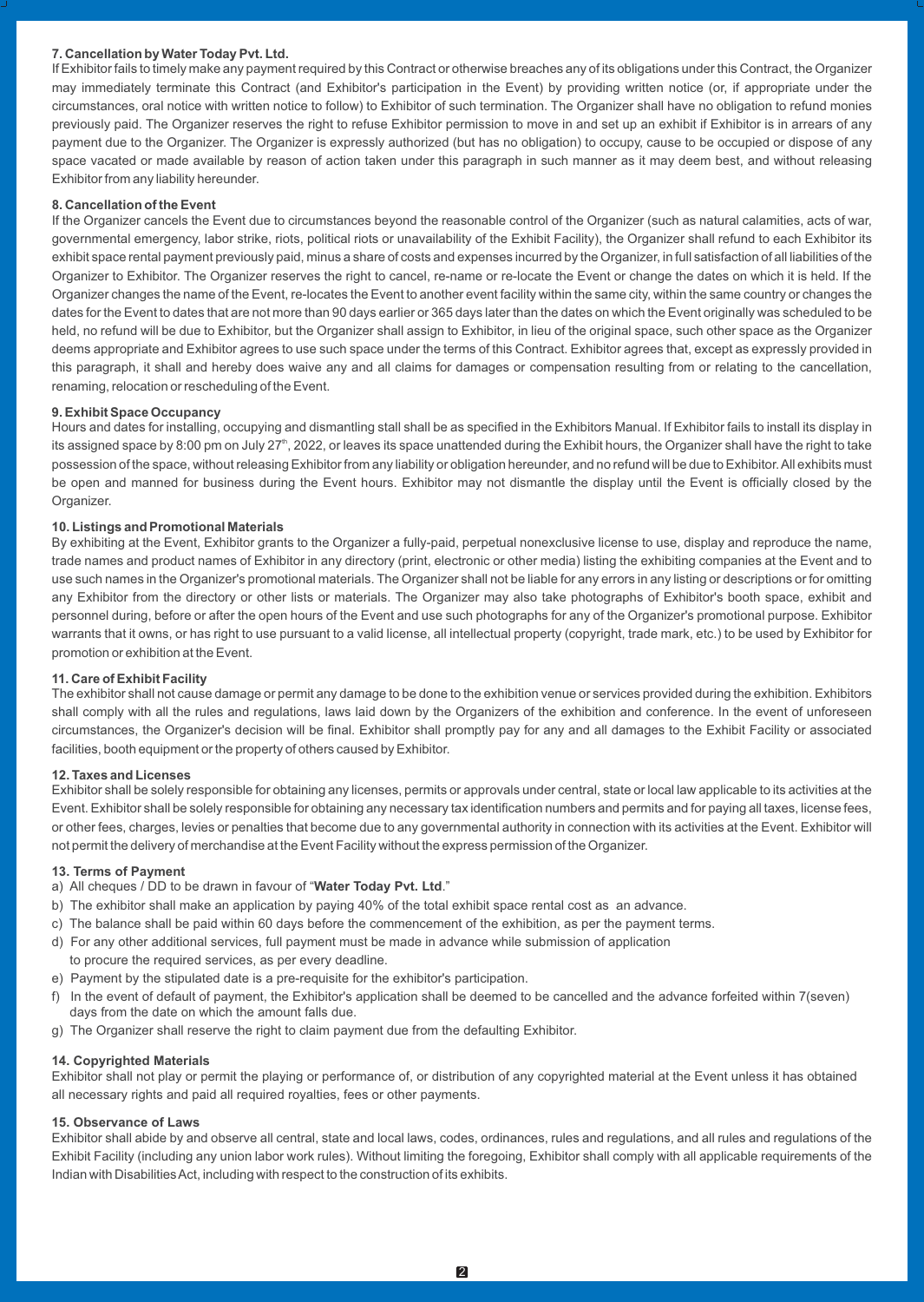### 7. Cancellation by Water Today Pvt. Ltd.

If Exhibitor fails to timely make any payment required by this Contract or otherwise breaches any of its obligations under this Contract, the Organizer may immediately terminate this Contract (and Exhibitor's participation in the Event) by providing written notice (or, if appropriate under the circumstances, oral notice with written notice to follow) to Exhibitor of such termination. The Organizer shall have no obligation to refund monies previously paid. The Organizer reserves the right to refuse Exhibitor permission to move in and set up an exhibit if Exhibitor is in arrears of any payment due to the Organizer. The Organizer is expressly authorized (but has no obligation) to occupy, cause to be occupied or dispose of any space vacated or made available by reason of action taken under this paragraph in such manner as it may deem best, and without releasing Exhibitor from any liability hereunder.

### 8. Cancellation of the Event

If the Organizer cancels the Event due to circumstances beyond the reasonable control of the Organizer (such as natural calamities, acts of war, governmental emergency, labor strike, riots, political riots or unavailability of the Exhibit Facility), the Organizer shall refund to each Exhibitor its exhibit space rental payment previously paid, minus a share of costs and expenses incurred by the Organizer, in full satisfaction of all liabilities of the Organizer to Exhibitor. The Organizer reserves the right to cancel, re-name or re-locate the Event or change the dates on which it is held. If the Organizer changes the name of the Event, re-locates the Event to another event facility within the same city, within the same country or changes the dates for the Event to dates that are not more than 90 days earlier or 365 days later than the dates on which the Event originally was scheduled to be held, no refund will be due to Exhibitor, but the Organizer shall assign to Exhibitor, in lieu of the original space, such other space as the Organizer deems appropriate and Exhibitor agrees to use such space under the terms of this Contract. Exhibitor agrees that, except as expressly provided in this paragraph, it shall and hereby does waive any and all claims for damages or compensation resulting from or relating to the cancellation, renaming, relocation or rescheduling of the Event.

### 9. Exhibit Space Occupancy

Hours and dates for installing, occupying and dismantling stall shall be as specified in the Exhibitors Manual. If Exhibitor fails to install its display in its assigned space by 8:00 pm on July 27th, 2022, or leaves its space unattended during the Exhibit hours, the Organizer shall have the right to take possession of the space, without releasing Exhibitor from any liability or obligation hereunder, and no refund will be due to Exhibitor. All exhibits must be open and manned for business during the Event hours. Exhibitor may not dismantle the display until the Event is officially closed by the Organizer.

### 10. Listings and Promotional Materials

By exhibiting at the Event, Exhibitor grants to the Organizer a fully-paid, perpetual nonexclusive license to use, display and reproduce the name, trade names and product names of Exhibitor in any directory (print, electronic or other media) listing the exhibiting companies at the Event and to use such names in the Organizer's promotional materials. The Organizer shall not be liable for any errors in any listing or descriptions or for omitting any Exhibitor from the directory or other lists or materials. The Organizer may also take photographs of Exhibitor's booth space, exhibit and personnel during, before or after the open hours of the Event and use such photographs for any of the Organizer's promotional purpose. Exhibitor warrants that it owns, or has right to use pursuant to a valid license, all intellectual property (copyright, trade mark, etc.) to be used by Exhibitor for promotion or exhibition at the Event.

### 11. Care of Exhibit Facility

The exhibitor shall not cause damage or permit any damage to be done to the exhibition venue or services provided during the exhibition. Exhibitors shall comply with all the rules and regulations, laws laid down by the Organizers of the exhibition and conference. In the event of unforeseen circumstances, the Organizer's decision will be final. Exhibitor shall promptly pay for any and all damages to the Exhibit Facility or associated facilities, booth equipment or the property of others caused by Exhibitor.

### 12. Taxes and Licenses

Exhibitor shall be solely responsible for obtaining any licenses, permits or approvals under central, state or local law applicable to its activities at the Event. Exhibitor shall be solely responsible for obtaining any necessary tax identification numbers and permits and for paying all taxes, license fees, or other fees, charges, levies or penalties that become due to any governmental authority in connection with its activities at the Event. Exhibitor will not permit the delivery of merchandise at the Event Facility without the express permission of the Organizer.

### 13. Terms of Payment

a) All cheques / DD to be drawn in favour of "**Water Today Pvt. Ltd**."

b) The exhibitor shall make an application by paying 40% of the total exhibit space rental cost as an advance.

c) The balance shall be paid within 60 days before the commencement of the exhibition, as per the payment terms.

d) For any other additional services, full payment must be made in advance while submission of application to procure the required services, as per every deadline.

e) Payment by the stipulated date is a pre-requisite for the exhibitor's participation.

f) In the event of default of payment, the Exhibitor's application shall be deemed to be cancelled and the advance forfeited within 7(seven) days from the date on which the amount falls due.

g) The Organizer shall reserve the right to claim payment due from the defaulting Exhibitor.

### 14. Copyrighted Materials

Exhibitor shall not play or permit the playing or performance of, or distribution of any copyrighted material at the Event unless it has obtained all necessary rights and paid all required royalties, fees or other payments.

### 15. Observance of Laws

Exhibitor shall abide by and observe all central, state and local laws, codes, ordinances, rules and regulations, and all rules and regulations of the Exhibit Facility (including any union labor work rules). Without limiting the foregoing, Exhibitor shall comply with all applicable requirements of the Indian with Disabilities Act, including with respect to the construction of its exhibits.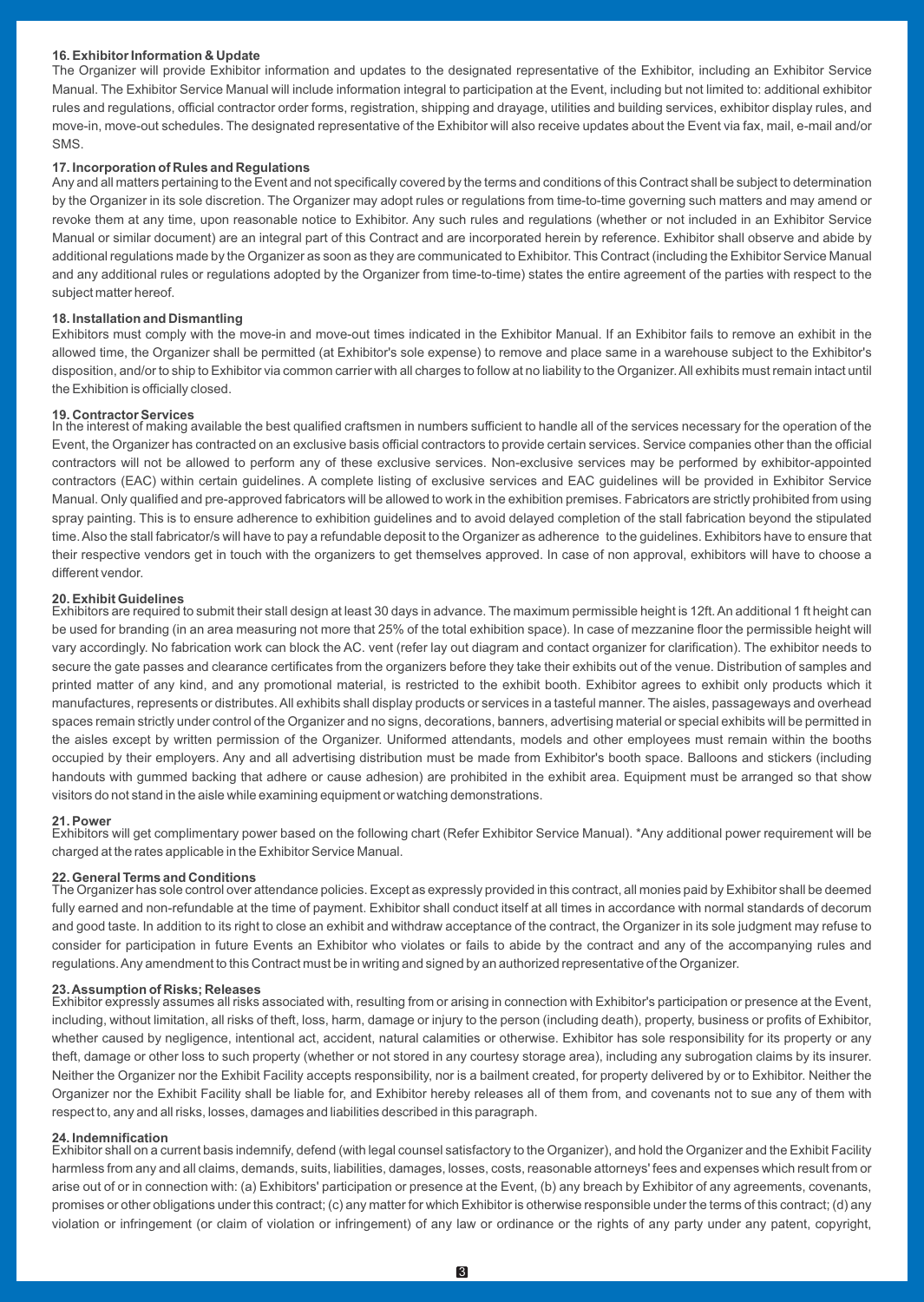**16. Exhibitor Information & Update**

The Organizer will provide Exhibitor information and updates to the designated representative of the Exhibitor, including an Exhibitor Service Manual. The Exhibitor Service Manual will include information integral to participation at the Event, including but not limited to: additional exhibitor rules and regulations, official contractor order forms, registration, shipping and drayage, utilities and building services, exhibitor display rules, and move-in, move-out schedules. The designated representative of the Exhibitor will also receive updates about the Event via fax, mail, e-mail and/or SMS.

**17. Incorporation of Rules and Regulations**

Any and all matters pertaining to the Event and not specifically covered by the terms and conditions of this Contract shall be subject to determination by the Organizer in its sole discretion. The Organizer may adopt rules or regulations from time-to-time governing such matters and may amend or revoke them at any time, upon reasonable notice to Exhibitor. Any such rules and regulations (whether or not included in an Exhibitor Service Manual or similar document) are an integral part of this Contract and are incorporated herein by reference. Exhibitor shall observe and abide by additional regulations made by the Organizer as soon as they are communicated to Exhibitor. This Contract (including the Exhibitor Service Manual and any additional rules or regulations adopted by the Organizer from time-to-time) states the entire agreement of the parties with respect to the subject matter hereof.

**18. Installation and Dismantling**

Exhibitors must comply with the move-in and move-out times indicated in the Exhibitor Manual. If an Exhibitor fails to remove an exhibit in the allowed time, the Organizer shall be permitted (at Exhibitor's sole expense) to remove and place same in a warehouse subject to the Exhibitor's disposition, and/or to ship to Exhibitor via common carrier with all charges to follow at no liability to the Organizer. All exhibits must remain intact until the Exhibition is officially closed.

**19. Contractor Services**

In the interest of making available the best qualified craftsmen in numbers sufficient to handle all of the services necessary for the operation of the Event, the Organizer has contracted on an exclusive basis official contractors to provide certain services. Service companies other than the official contractors will not be allowed to perform any of these exclusive services. Non-exclusive services may be performed by exhibitor-appointed contractors (EAC) within certain guidelines. A complete listing of exclusive services and EAC guidelines will be provided in Exhibitor Service Manual. Only qualified and pre-approved fabricators will be allowed to work in the exhibition premises. Fabricators are strictly prohibited from using spray painting. This is to ensure adherence to exhibition guidelines and to avoid delayed completion of the stall fabrication beyond the stipulated time. Also the stall fabricator/s will have to pay a refundable deposit to the Organizer as adherence to the guidelines. Exhibitors have to ensure that their respective vendors get in touch with the organizers to get themselves approved. In case of non approval, exhibitors will have to choose a different vendor.

**20. Exhibit Guidelines**

Exhibitors are required to submit their stall design at least 30 days in advance. The maximum permissible height is 12ft. An additional 1 ft height can be used for branding (in an area measuring not more that 25% of the total exhibition space). In case of mezzanine floor the permissible height will vary accordingly. No fabrication work can block the AC. vent (refer lay out diagram and contact organizer for clarification). The exhibitor needs to secure the gate passes and clearance certificates from the organizers before they take their exhibits out of the venue. Distribution of samples and printed matter of any kind, and any promotional material, is restricted to the exhibit booth. Exhibitor agrees to exhibit only products which it manufactures, represents or distributes. All exhibits shall display products or services in a tasteful manner. The aisles, passageways and overhead spaces remain strictly under control of the Organizer and no signs, decorations, banners, advertising material or special exhibits will be permitted in the aisles except by written permission of the Organizer. Uniformed attendants, models and other employees must remain within the booths occupied by their employers. Any and all advertising distribution must be made from Exhibitor's booth space. Balloons and stickers (including handouts with gummed backing that adhere or cause adhesion) are prohibited in the exhibit area. Equipment must be arranged so that show visitors do not stand in the aisle while examining equipment or watching demonstrations.

**21. Power**

Exhibitors will get complimentary power based on the following chart (Refer Exhibitor Service Manual). *Any additional power requirement will be charged at the rates applicable in the Exhibitor Service Manual.

**22. General Terms and Conditions**

The Organizer has sole control over attendance policies. Except as expressly provided in this contract, all monies paid by Exhibitor shall be deemed fully earned and non-refundable at the time of payment. Exhibitor shall conduct itself at all times in accordance with normal standards of decorum and good taste. In addition to its right to close an exhibit and withdraw acceptance of the contract, the Organizer in its sole judgment may refuse to consider for participation in future Events an Exhibitor who violates or fails to abide by the contract and any of the accompanying rules and regulations. Any amendment to this Contract must be in writing and signed by an authorized representative of the Organizer.

**23. Assumption of Risks; Releases**

Exhibitor expressly assumes all risks associated with, resulting from or arising in connection with Exhibitor's participation or presence at the Event, including, without limitation, all risks of theft, loss, harm, damage or injury to the person (including death), property, business or profits of Exhibitor, whether caused by negligence, intentional act, accident, natural calamities or otherwise. Exhibitor has sole responsibility for its property or any theft, damage or other loss to such property (whether or not stored in any courtesy storage area), including any subrogation claims by its insurer. Neither the Organizer nor the Exhibit Facility accepts responsibility, nor is a bailment created, for property delivered by or to Exhibitor. Neither the Organizer nor the Exhibit Facility shall be liable for, and Exhibitor hereby releases all of them from, and covenants not to sue any of them with respect to, any and all risks, losses, damages and liabilities described in this paragraph.

**24. Indemnification**

Exhibitor shall on a current basis indemnify, defend (with legal counsel satisfactory to the Organizer), and hold the Organizer and the Exhibit Facility harmless from any and all claims, demands, suits, liabilities, damages, losses, costs, reasonable attorneys' fees and expenses which result from or arise out of or in connection with: (a) Exhibitors' participation or presence at the Event, (b) any breach by Exhibitor of any agreements, covenants, promises or other obligations under this contract; (c) any matter for which Exhibitor is otherwise responsible under the terms of this contract; (d) any violation or infringement (or claim of violation or infringement) of any law or ordinance or the rights of any party under any patent, copyright,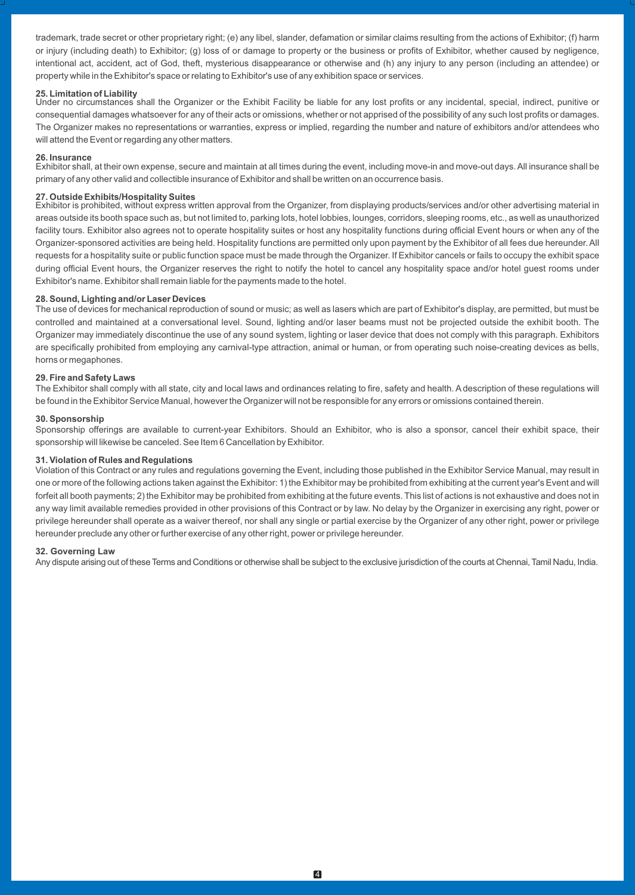trademark, trade secret or other proprietary right; (e) any libel, slander, defamation or similar claims resulting from the actions of Exhibitor; (f) harm or injury (including death) to Exhibitor; (g) loss of or damage to property or the business or profits of Exhibitor, whether caused by negligence, intentional act, accident, act of God, theft, mysterious disappearance or otherwise and (h) any injury to any person (including an attendee) or property while in the Exhibitor's space or relating to Exhibitor's use of any exhibition space or services.

**25. Limitation of Liability**
Under no circumstances shall the Organizer or the Exhibit Facility be liable for any lost profits or any incidental, special, indirect, punitive or consequential damages whatsoever for any of their acts or omissions, whether or not apprised of the possibility of any such lost profits or damages. The Organizer makes no representations or warranties, express or implied, regarding the number and nature of exhibitors and/or attendees who will attend the Event or regarding any other matters.

**26. Insurance**
Exhibitor shall, at their own expense, secure and maintain at all times during the event, including move-in and move-out days. All insurance shall be primary of any other valid and collectible insurance of Exhibitor and shall be written on an occurrence basis.

**27. Outside Exhibits/Hospitality Suites**
Exhibitor is prohibited, without express written approval from the Organizer, from displaying products/services and/or other advertising material in areas outside its booth space such as, but not limited to, parking lots, hotel lobbies, lounges, corridors, sleeping rooms, etc., as well as unauthorized facility tours. Exhibitor also agrees not to operate hospitality suites or host any hospitality functions during official Event hours or when any of the Organizer-sponsored activities are being held. Hospitality functions are permitted only upon payment by the Exhibitor of all fees due hereunder. All requests for a hospitality suite or public function space must be made through the Organizer. If Exhibitor cancels or fails to occupy the exhibit space during official Event hours, the Organizer reserves the right to notify the hotel to cancel any hospitality space and/or hotel guest rooms under Exhibitor's name. Exhibitor shall remain liable for the payments made to the hotel.

**28. Sound, Lighting and/or Laser Devices**
The use of devices for mechanical reproduction of sound or music; as well as lasers which are part of Exhibitor's display, are permitted, but must be controlled and maintained at a conversational level. Sound, lighting and/or laser beams must not be projected outside the exhibit booth. The Organizer may immediately discontinue the use of any sound system, lighting or laser device that does not comply with this paragraph. Exhibitors are specifically prohibited from employing any carnival-type attraction, animal or human, or from operating such noise-creating devices as bells, horns or megaphones.

**29. Fire and Safety Laws**
The Exhibitor shall comply with all state, city and local laws and ordinances relating to fire, safety and health. A description of these regulations will be found in the Exhibitor Service Manual, however the Organizer will not be responsible for any errors or omissions contained therein.

**30. Sponsorship**
Sponsorship offerings are available to current-year Exhibitors. Should an Exhibitor, who is also a sponsor, cancel their exhibit space, their sponsorship will likewise be canceled. See Item 6 Cancellation by Exhibitor.

**31. Violation of Rules and Regulations**
Violation of this Contract or any rules and regulations governing the Event, including those published in the Exhibitor Service Manual, may result in one or more of the following actions taken against the Exhibitor: 1) the Exhibitor may be prohibited from exhibiting at the current year's Event and will forfeit all booth payments; 2) the Exhibitor may be prohibited from exhibiting at the future events. This list of actions is not exhaustive and does not in any way limit available remedies provided in other provisions of this Contract or by law. No delay by the Organizer in exercising any right, power or privilege hereunder shall operate as a waiver thereof, nor shall any single or partial exercise by the Organizer of any other right, power or privilege hereunder preclude any other or further exercise of any other right, power or privilege hereunder.

**32. Governing Law**
Any dispute arising out of these Terms and Conditions or otherwise shall be subject to the exclusive jurisdiction of the courts at Chennai, Tamil Nadu, India.